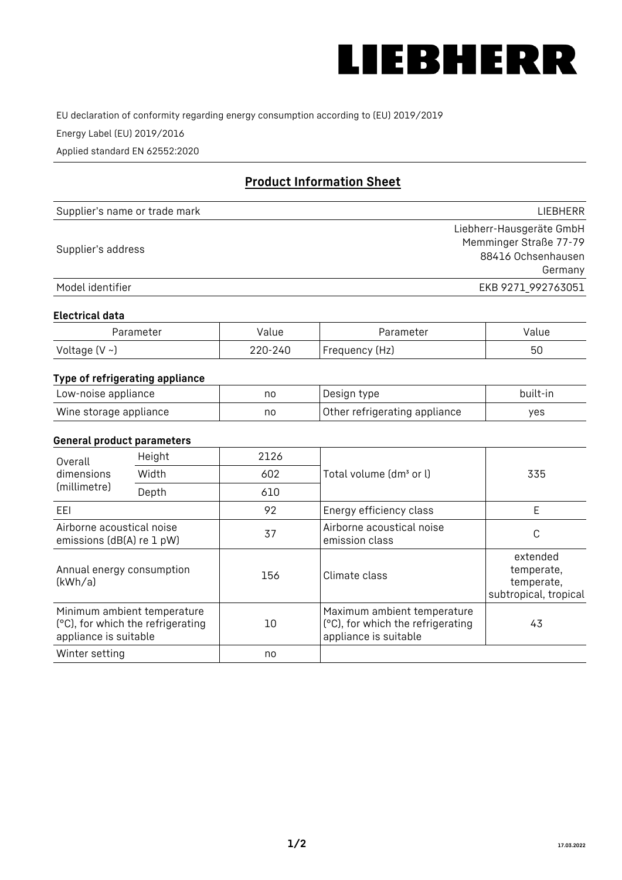LIEBHERR

EU declaration of conformity regarding energy consumption according to (EU) 2019/2019

Energy Label (EU) 2019/2016

Applied standard EN 62552:2020

## Product Information Sheet

| | |
|---|---|
| Supplier's name or trade mark | LIEBHERR |
| Supplier's address | Liebherr-Hausgeräte GmbH<br>Memminger Straße 77-79<br>88416 Ochsenhausen<br>Germany |
| Model identifier | EKB 9271_992763051 |

### Electrical data

| Parameter | Value | Parameter | Value |
|---|---|---|---|
| Voltage (V ~) | 220-240 | Frequency (Hz) | 50 |

### Type of refrigerating appliance

| | | | |
|---|---|---|---|
| Low-noise appliance | no | Design type | built-in |
| Wine storage appliance | no | Other refrigerating appliance | yes |

### General product parameters

| | | | | |
|---|---|---|---|---|
| Overall dimensions (millimetre) | Height | 2126 | Total volume (dm³ or l) | 335 |
| | Width | 602 | | |
| | Depth | 610 | | |
| EEI | | 92 | Energy efficiency class | E |
| Airborne acoustical noise emissions (dB(A) re 1 pW) | | 37 | Airborne acoustical noise emission class | C |
| Annual energy consumption (kWh/a) | | 156 | Climate class | extended temperate, temperate, subtropical, tropical |
| Minimum ambient temperature (°C), for which the refrigerating appliance is suitable | | 10 | Maximum ambient temperature (°C), for which the refrigerating appliance is suitable | 43 |
| Winter setting | | no | | |

17.03.2022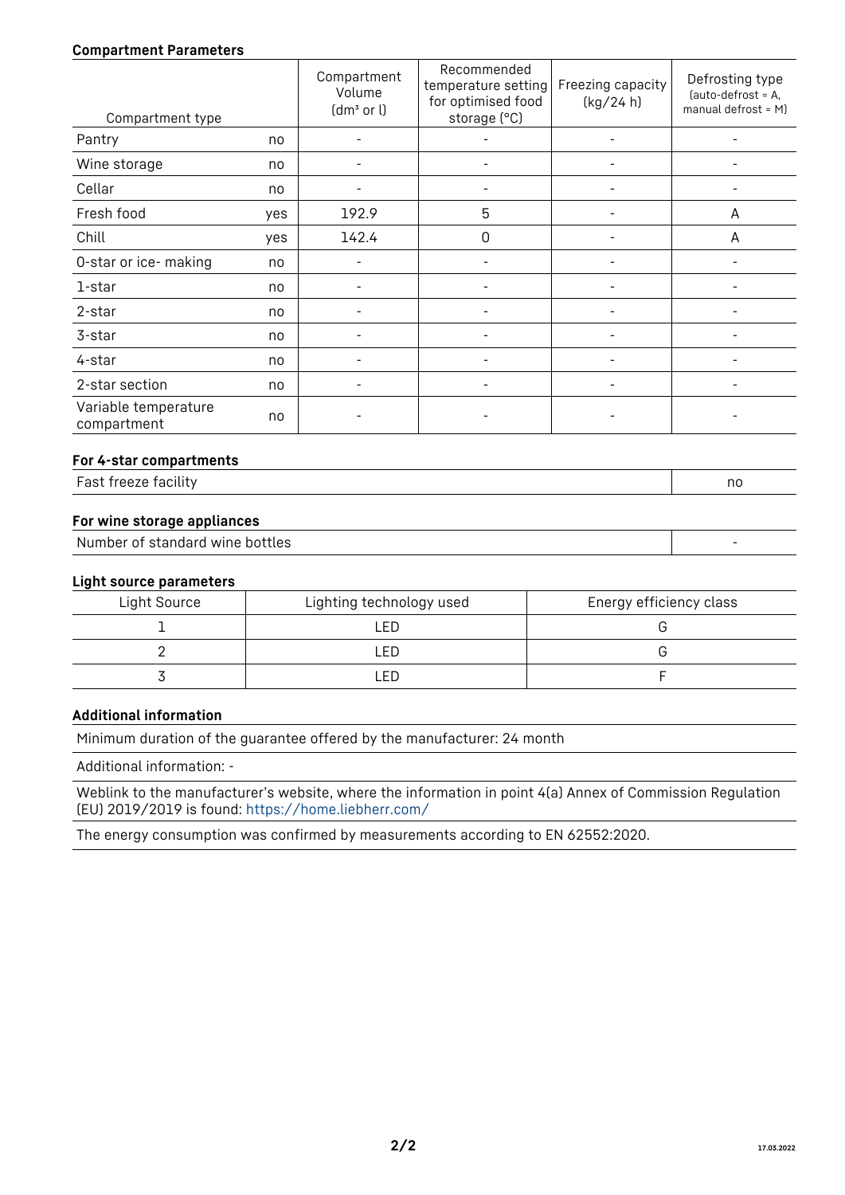**Compartment Parameters**

| Compartment type | | Compartment Volume (dm³ or l) | Recommended temperature setting for optimised food storage (°C) | Freezing capacity (kg/24 h) | Defrosting type (auto-defrost = A, manual defrost = M) |
|---|---|---|---|---|---|
| Pantry | no | - | - | - | - |
| Wine storage | no | - | - | - | - |
| Cellar | no | - | - | - | - |
| Fresh food | yes | 192.9 | 5 | - | A |
| Chill | yes | 142.4 | 0 | - | A |
| 0-star or ice- making | no | - | - | - | - |
| 1-star | no | - | - | - | - |
| 2-star | no | - | - | - | - |
| 3-star | no | - | - | - | - |
| 4-star | no | - | - | - | - |
| 2-star section | no | - | - | - | - |
| Variable temperature compartment | no | - | - | - | - |

**For 4-star compartments**

| | |
|---|---|
| Fast freeze facility | no |

**For wine storage appliances**

| | |
|---|---|
| Number of standard wine bottles | - |

**Light source parameters**

| Light Source | Lighting technology used | Energy efficiency class |
|---|---|---|
| 1 | LED | G |
| 2 | LED | G |
| 3 | LED | F |

**Additional information**

Minimum duration of the guarantee offered by the manufacturer: 24 month

Additional information: -

Weblink to the manufacturer's website, where the information in point 4(a) Annex of Commission Regulation (EU) 2019/2019 is found: https://home.liebherr.com/

The energy consumption was confirmed by measurements according to EN 62552:2020.

17.03.2022